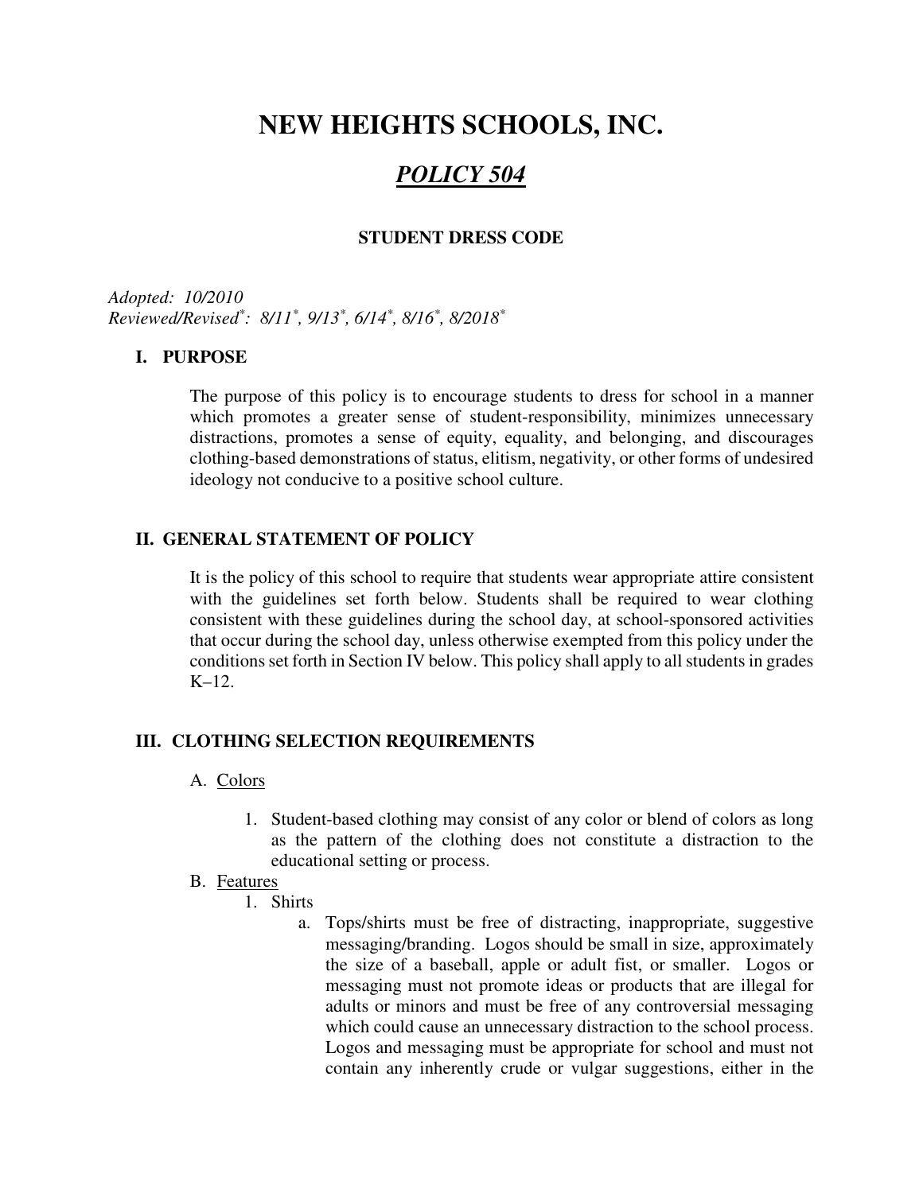# NEW HEIGHTS SCHOOLS, INC.

## *POLICY 504*

### STUDENT DRESS CODE

*Adopted: 10/2010*
*Reviewed/Revised*: 8/11*, 9/13*, 6/14*, 8/16*, 8/2018**

## I. PURPOSE

The purpose of this policy is to encourage students to dress for school in a manner which promotes a greater sense of student-responsibility, minimizes unnecessary distractions, promotes a sense of equity, equality, and belonging, and discourages clothing-based demonstrations of status, elitism, negativity, or other forms of undesired ideology not conducive to a positive school culture.

## II. GENERAL STATEMENT OF POLICY

It is the policy of this school to require that students wear appropriate attire consistent with the guidelines set forth below. Students shall be required to wear clothing consistent with these guidelines during the school day, at school-sponsored activities that occur during the school day, unless otherwise exempted from this policy under the conditions set forth in Section IV below. This policy shall apply to all students in grades K–12.

## III. CLOTHING SELECTION REQUIREMENTS

A. Colors

1. Student-based clothing may consist of any color or blend of colors as long as the pattern of the clothing does not constitute a distraction to the educational setting or process.

B. Features

1. Shirts
   a. Tops/shirts must be free of distracting, inappropriate, suggestive messaging/branding. Logos should be small in size, approximately the size of a baseball, apple or adult fist, or smaller. Logos or messaging must not promote ideas or products that are illegal for adults or minors and must be free of any controversial messaging which could cause an unnecessary distraction to the school process. Logos and messaging must be appropriate for school and must not contain any inherently crude or vulgar suggestions, either in the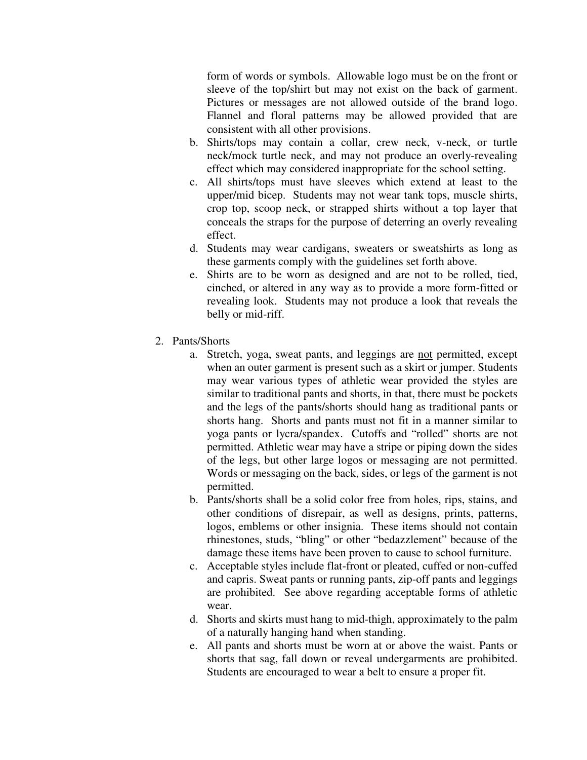form of words or symbols. Allowable logo must be on the front or sleeve of the top/shirt but may not exist on the back of garment. Pictures or messages are not allowed outside of the brand logo. Flannel and floral patterns may be allowed provided that are consistent with all other provisions.

   b. Shirts/tops may contain a collar, crew neck, v-neck, or turtle neck/mock turtle neck, and may not produce an overly-revealing effect which may considered inappropriate for the school setting.
   c. All shirts/tops must have sleeves which extend at least to the upper/mid bicep. Students may not wear tank tops, muscle shirts, crop top, scoop neck, or strapped shirts without a top layer that conceals the straps for the purpose of deterring an overly revealing effect.
   d. Students may wear cardigans, sweaters or sweatshirts as long as these garments comply with the guidelines set forth above.
   e. Shirts are to be worn as designed and are not to be rolled, tied, cinched, or altered in any way as to provide a more form-fitted or revealing look. Students may not produce a look that reveals the belly or mid-riff.

2. Pants/Shorts
   a. Stretch, yoga, sweat pants, and leggings are <u>not</u> permitted, except when an outer garment is present such as a skirt or jumper. Students may wear various types of athletic wear provided the styles are similar to traditional pants and shorts, in that, there must be pockets and the legs of the pants/shorts should hang as traditional pants or shorts hang. Shorts and pants must not fit in a manner similar to yoga pants or lycra/spandex. Cutoffs and "rolled" shorts are not permitted. Athletic wear may have a stripe or piping down the sides of the legs, but other large logos or messaging are not permitted. Words or messaging on the back, sides, or legs of the garment is not permitted.
   b. Pants/shorts shall be a solid color free from holes, rips, stains, and other conditions of disrepair, as well as designs, prints, patterns, logos, emblems or other insignia. These items should not contain rhinestones, studs, "bling" or other "bedazzlement" because of the damage these items have been proven to cause to school furniture.
   c. Acceptable styles include flat-front or pleated, cuffed or non-cuffed and capris. Sweat pants or running pants, zip-off pants and leggings are prohibited. See above regarding acceptable forms of athletic wear.
   d. Shorts and skirts must hang to mid-thigh, approximately to the palm of a naturally hanging hand when standing.
   e. All pants and shorts must be worn at or above the waist. Pants or shorts that sag, fall down or reveal undergarments are prohibited. Students are encouraged to wear a belt to ensure a proper fit.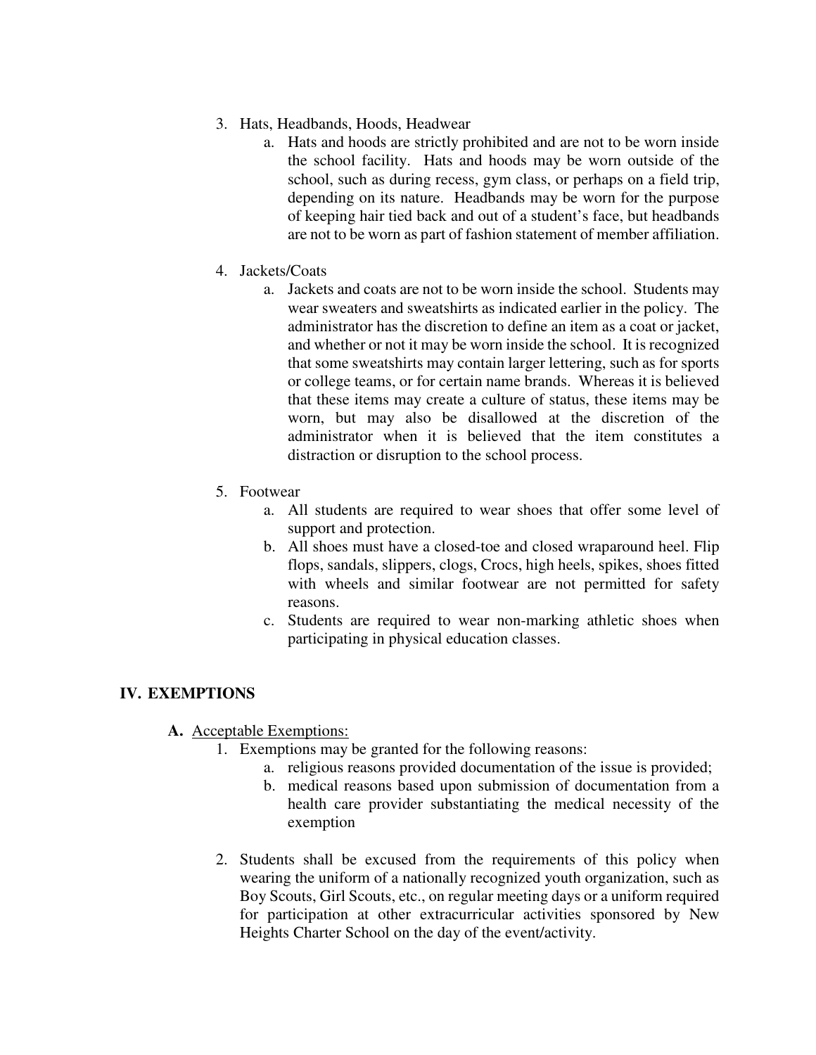3. Hats, Headbands, Hoods, Headwear
    a. Hats and hoods are strictly prohibited and are not to be worn inside the school facility. Hats and hoods may be worn outside of the school, such as during recess, gym class, or perhaps on a field trip, depending on its nature. Headbands may be worn for the purpose of keeping hair tied back and out of a student's face, but headbands are not to be worn as part of fashion statement of member affiliation.

4. Jackets/Coats
    a. Jackets and coats are not to be worn inside the school. Students may wear sweaters and sweatshirts as indicated earlier in the policy. The administrator has the discretion to define an item as a coat or jacket, and whether or not it may be worn inside the school. It is recognized that some sweatshirts may contain larger lettering, such as for sports or college teams, or for certain name brands. Whereas it is believed that these items may create a culture of status, these items may be worn, but may also be disallowed at the discretion of the administrator when it is believed that the item constitutes a distraction or disruption to the school process.

5. Footwear
    a. All students are required to wear shoes that offer some level of support and protection.
    b. All shoes must have a closed-toe and closed wraparound heel. Flip flops, sandals, slippers, clogs, Crocs, high heels, spikes, shoes fitted with wheels and similar footwear are not permitted for safety reasons.
    c. Students are required to wear non-marking athletic shoes when participating in physical education classes.

## IV. EXEMPTIONS

**A.** <u>Acceptable Exemptions:</u>

1. Exemptions may be granted for the following reasons:
    a. religious reasons provided documentation of the issue is provided;
    b. medical reasons based upon submission of documentation from a health care provider substantiating the medical necessity of the exemption

2. Students shall be excused from the requirements of this policy when wearing the uniform of a nationally recognized youth organization, such as Boy Scouts, Girl Scouts, etc., on regular meeting days or a uniform required for participation at other extracurricular activities sponsored by New Heights Charter School on the day of the event/activity.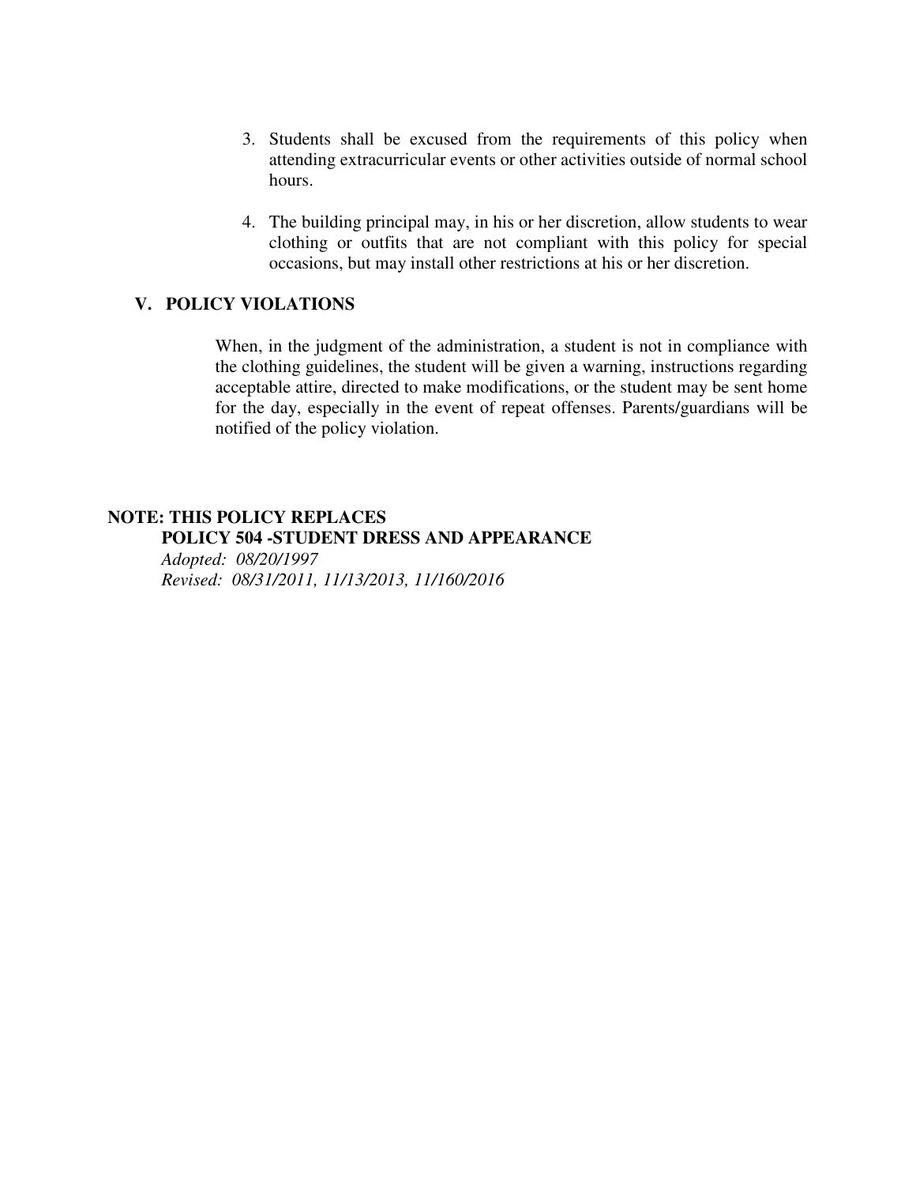3. Students shall be excused from the requirements of this policy when attending extracurricular events or other activities outside of normal school hours.

4. The building principal may, in his or her discretion, allow students to wear clothing or outfits that are not compliant with this policy for special occasions, but may install other restrictions at his or her discretion.

## V. POLICY VIOLATIONS

When, in the judgment of the administration, a student is not in compliance with the clothing guidelines, the student will be given a warning, instructions regarding acceptable attire, directed to make modifications, or the student may be sent home for the day, especially in the event of repeat offenses. Parents/guardians will be notified of the policy violation.

**NOTE: THIS POLICY REPLACES**
**POLICY 504 -STUDENT DRESS AND APPEARANCE**
*Adopted: 08/20/1997*
*Revised: 08/31/2011, 11/13/2013, 11/160/2016*